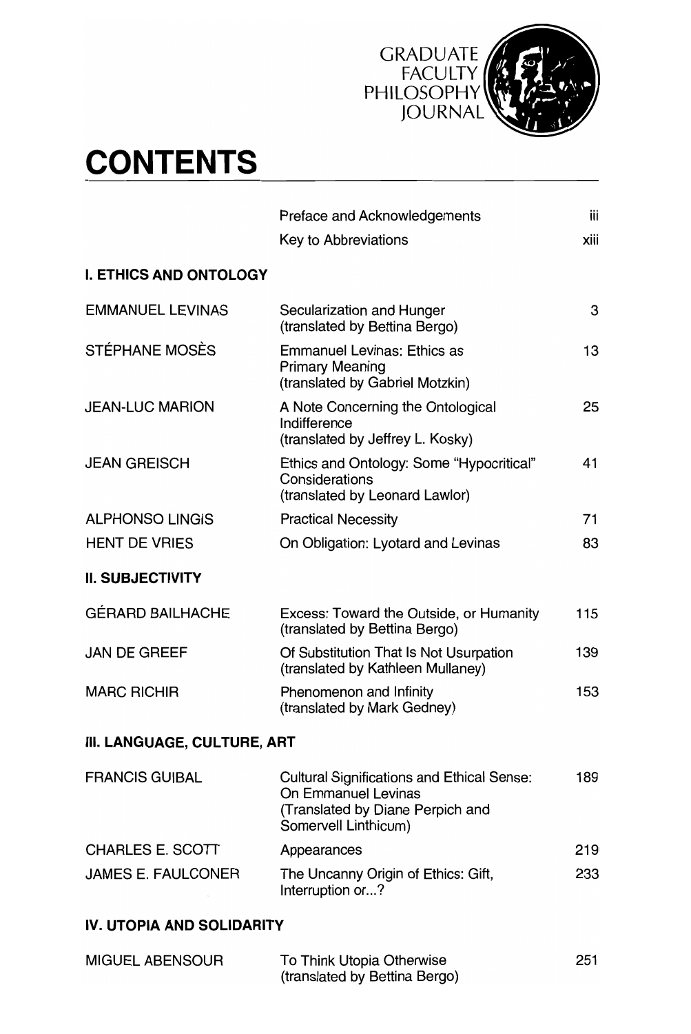GRADUATE FACULTY PHILOSOPHY JOURNAL

# CONTENTS

| | | |
|---|---|---|
| | Preface and Acknowledgements | iii |
| | Key to Abbreviations | xiii |

## I. ETHICS AND ONTOLOGY

| | | |
|---|---|---|
| EMMANUEL LEVINAS | Secularization and Hunger (translated by Bettina Bergo) | 3 |
| STÉPHANE MOSÈS | Emmanuel Levinas: Ethics as Primary Meaning (translated by Gabriel Motzkin) | 13 |
| JEAN-LUC MARION | A Note Concerning the Ontological Indifference (translated by Jeffrey L. Kosky) | 25 |
| JEAN GREISCH | Ethics and Ontology: Some "Hypocritical" Considerations (translated by Leonard Lawlor) | 41 |
| ALPHONSO LINGIS | Practical Necessity | 71 |
| HENT DE VRIES | On Obligation: Lyotard and Levinas | 83 |

## II. SUBJECTIVITY

| | | |
|---|---|---|
| GÉRARD BAILHACHE | Excess: Toward the Outside, or Humanity (translated by Bettina Bergo) | 115 |
| JAN DE GREEF | Of Substitution That Is Not Usurpation (translated by Kathleen Mullaney) | 139 |
| MARC RICHIR | Phenomenon and Infinity (translated by Mark Gedney) | 153 |

## III. LANGUAGE, CULTURE, ART

| | | |
|---|---|---|
| FRANCIS GUIBAL | Cultural Significations and Ethical Sense: On Emmanuel Levinas (Translated by Diane Perpich and Somervell Linthicum) | 189 |
| CHARLES E. SCOTT | Appearances | 219 |
| JAMES E. FAULCONER | The Uncanny Origin of Ethics: Gift, Interruption or...? | 233 |

## IV. UTOPIA AND SOLIDARITY

| | | |
|---|---|---|
| MIGUEL ABENSOUR | To Think Utopia Otherwise (translated by Bettina Bergo) | 251 |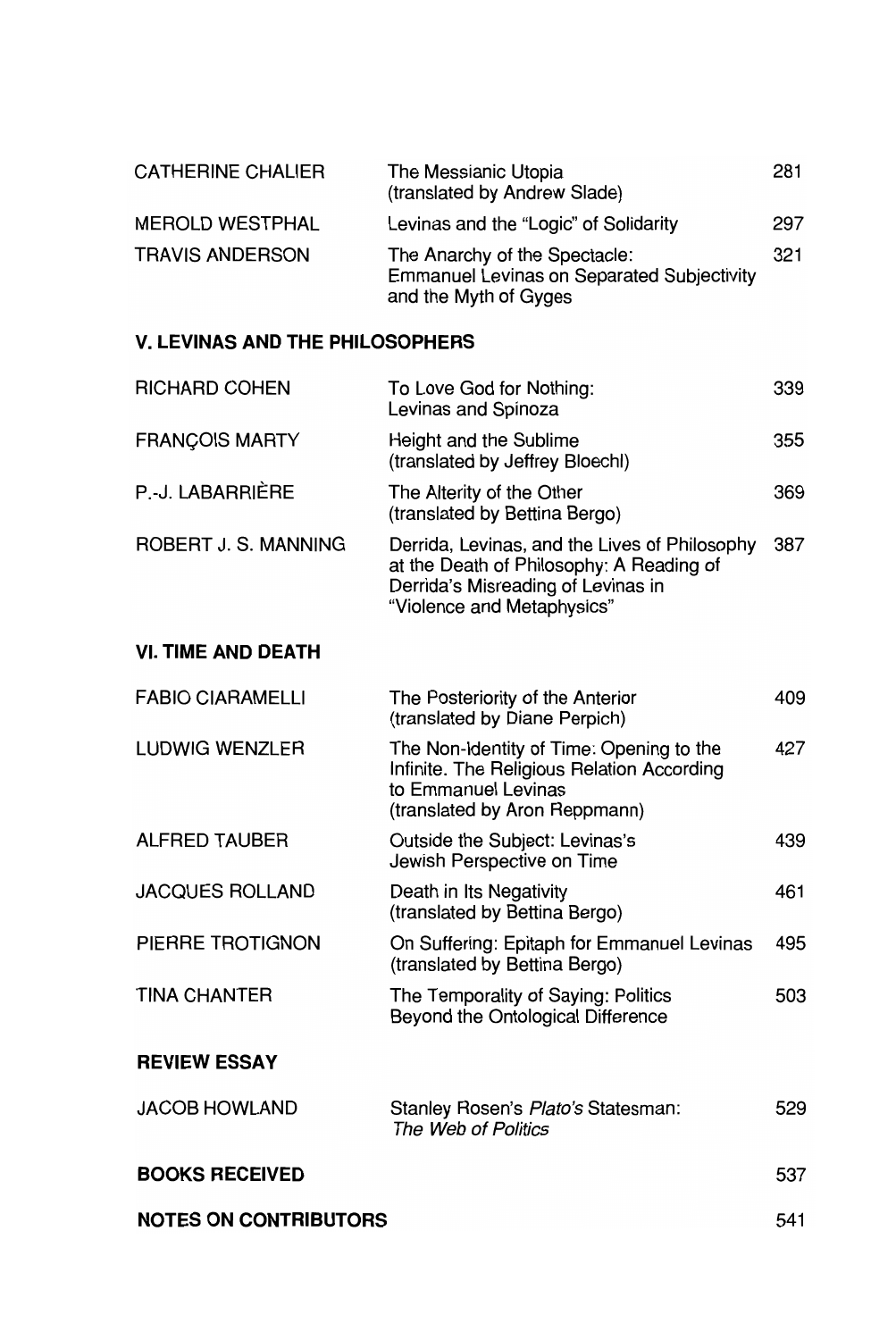| | | |
|---|---|---|
| CATHERINE CHALIER | The Messianic Utopia (translated by Andrew Slade) | 281 |
| MEROLD WESTPHAL | Levinas and the "Logic" of Solidarity | 297 |
| TRAVIS ANDERSON | The Anarchy of the Spectacle: Emmanuel Levinas on Separated Subjectivity and the Myth of Gyges | 321 |

## V. LEVINAS AND THE PHILOSOPHERS

| | | |
|---|---|---|
| RICHARD COHEN | To Love God for Nothing: Levinas and Spinoza | 339 |
| FRANÇOIS MARTY | Height and the Sublime (translated by Jeffrey Bloechl) | 355 |
| P.-J. LABARRIÈRE | The Alterity of the Other (translated by Bettina Bergo) | 369 |
| ROBERT J. S. MANNING | Derrida, Levinas, and the Lives of Philosophy at the Death of Philosophy: A Reading of Derrida's Misreading of Levinas in "Violence and Metaphysics" | 387 |

## VI. TIME AND DEATH

| | | |
|---|---|---|
| FABIO CIARAMELLI | The Posteriority of the Anterior (translated by Diane Perpich) | 409 |
| LUDWIG WENZLER | The Non-Identity of Time: Opening to the Infinite. The Religious Relation According to Emmanuel Levinas (translated by Aron Reppmann) | 427 |
| ALFRED TAUBER | Outside the Subject: Levinas's Jewish Perspective on Time | 439 |
| JACQUES ROLLAND | Death in Its Negativity (translated by Bettina Bergo) | 461 |
| PIERRE TROTIGNON | On Suffering: Epitaph for Emmanuel Levinas (translated by Bettina Bergo) | 495 |
| TINA CHANTER | The Temporality of Saying: Politics Beyond the Ontological Difference | 503 |

## REVIEW ESSAY

| | | |
|---|---|---|
| JACOB HOWLAND | Stanley Rosen's *Plato's* Statesman: *The Web of Politics* | 529 |

**BOOKS RECEIVED** 537

**NOTES ON CONTRIBUTORS** 541